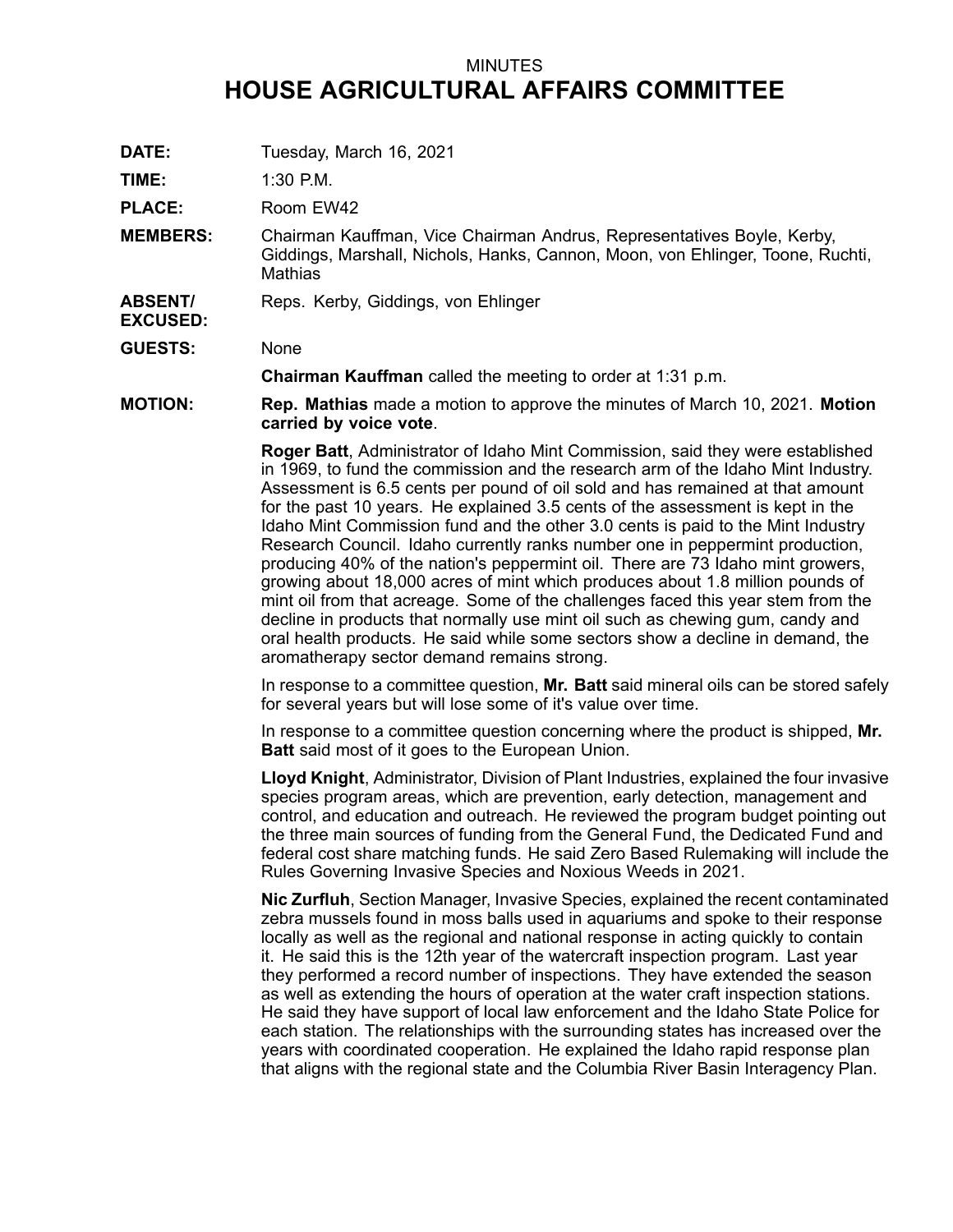MINUTES

# HOUSE AGRICULTURAL AFFAIRS COMMITTEE

**DATE:** Tuesday, March 16, 2021

**TIME:** 1:30 P.M.

**PLACE:** Room EW42

**MEMBERS:** Chairman Kauffman, Vice Chairman Andrus, Representatives Boyle, Kerby, Giddings, Marshall, Nichols, Hanks, Cannon, Moon, von Ehlinger, Toone, Ruchti, Mathias

**ABSENT/ EXCUSED:** Reps. Kerby, Giddings, von Ehlinger

**GUESTS:** None

**Chairman Kauffman** called the meeting to order at 1:31 p.m.

**MOTION:** **Rep. Mathias** made a motion to approve the minutes of March 10, 2021. **Motion carried by voice vote**.

**Roger Batt**, Administrator of Idaho Mint Commission, said they were established in 1969, to fund the commission and the research arm of the Idaho Mint Industry. Assessment is 6.5 cents per pound of oil sold and has remained at that amount for the past 10 years. He explained 3.5 cents of the assessment is kept in the Idaho Mint Commission fund and the other 3.0 cents is paid to the Mint Industry Research Council. Idaho currently ranks number one in peppermint production, producing 40% of the nation's peppermint oil. There are 73 Idaho mint growers, growing about 18,000 acres of mint which produces about 1.8 million pounds of mint oil from that acreage. Some of the challenges faced this year stem from the decline in products that normally use mint oil such as chewing gum, candy and oral health products. He said while some sectors show a decline in demand, the aromatherapy sector demand remains strong.

In response to a committee question, **Mr. Batt** said mineral oils can be stored safely for several years but will lose some of it's value over time.

In response to a committee question concerning where the product is shipped, **Mr. Batt** said most of it goes to the European Union.

**Lloyd Knight**, Administrator, Division of Plant Industries, explained the four invasive species program areas, which are prevention, early detection, management and control, and education and outreach. He reviewed the program budget pointing out the three main sources of funding from the General Fund, the Dedicated Fund and federal cost share matching funds. He said Zero Based Rulemaking will include the Rules Governing Invasive Species and Noxious Weeds in 2021.

**Nic Zurfluh**, Section Manager, Invasive Species, explained the recent contaminated zebra mussels found in moss balls used in aquariums and spoke to their response locally as well as the regional and national response in acting quickly to contain it. He said this is the 12th year of the watercraft inspection program. Last year they performed a record number of inspections. They have extended the season as well as extending the hours of operation at the water craft inspection stations. He said they have support of local law enforcement and the Idaho State Police for each station. The relationships with the surrounding states has increased over the years with coordinated cooperation. He explained the Idaho rapid response plan that aligns with the regional state and the Columbia River Basin Interagency Plan.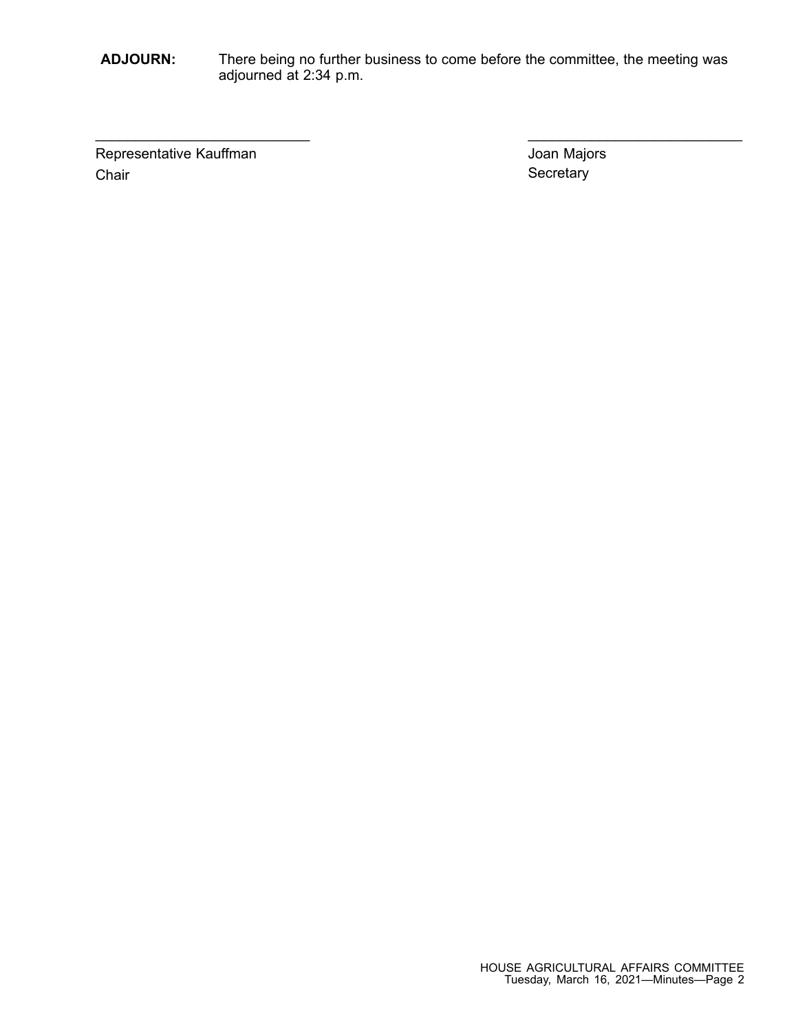**ADJOURN:** There being no further business to come before the committee, the meeting was adjourned at 2:34 p.m.

| | |
|---|---|
| ___________________________ | ___________________________ |
| Representative Kauffman | Joan Majors |
| Chair | Secretary |